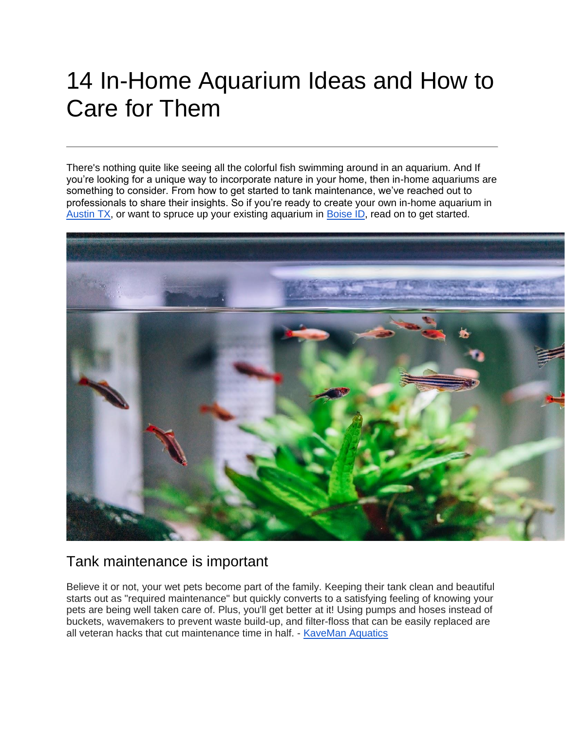# 14 In-Home Aquarium Ideas and How to Care for Them

---

There's nothing quite like seeing all the colorful fish swimming around in an aquarium. And If you're looking for a unique way to incorporate nature in your home, then in-home aquariums are something to consider. From how to get started to tank maintenance, we've reached out to professionals to share their insights. So if you're ready to create your own in-home aquarium in Austin TX, or want to spruce up your existing aquarium in Boise ID, read on to get started.

## Tank maintenance is important

Believe it or not, your wet pets become part of the family. Keeping their tank clean and beautiful starts out as "required maintenance" but quickly converts to a satisfying feeling of knowing your pets are being well taken care of. Plus, you'll get better at it! Using pumps and hoses instead of buckets, wavemakers to prevent waste build-up, and filter-floss that can be easily replaced are all veteran hacks that cut maintenance time in half. - KaveMan Aquatics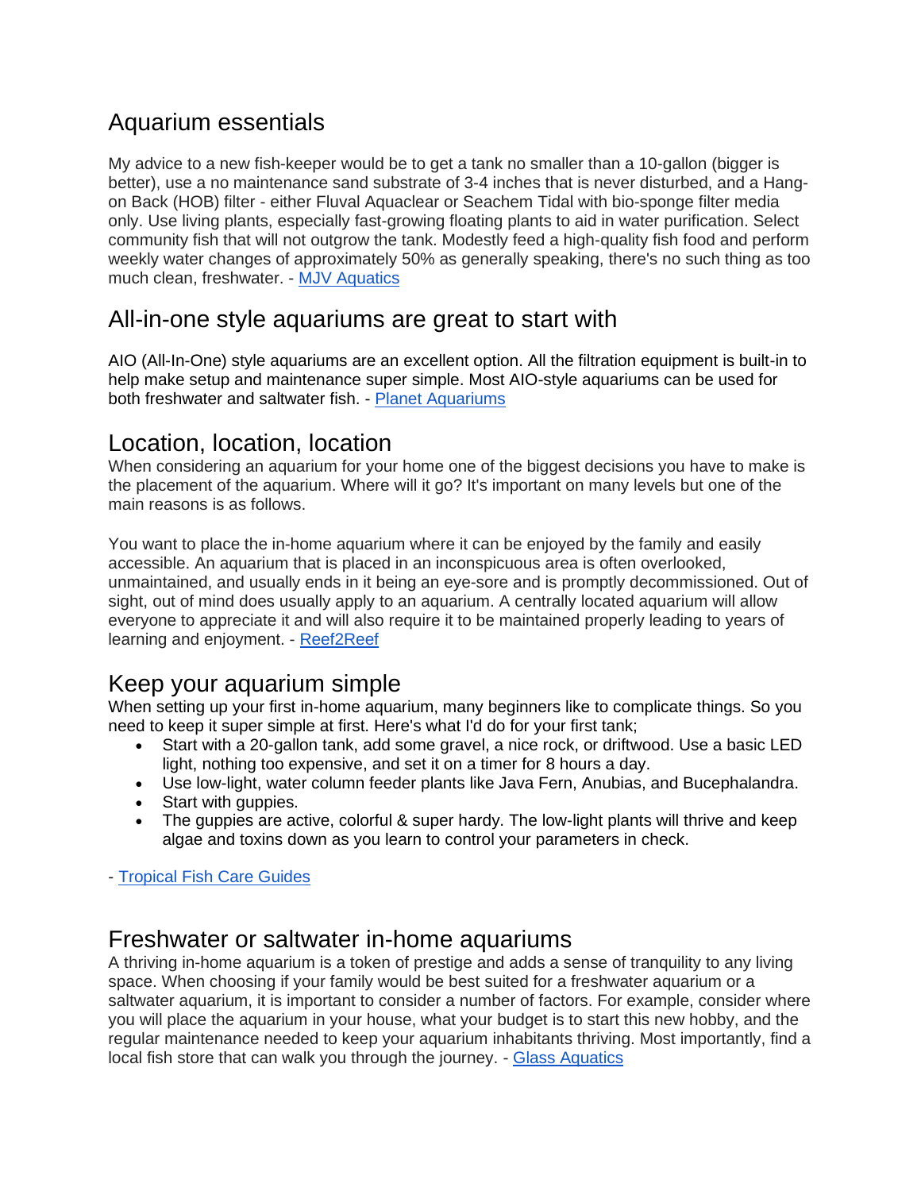## Aquarium essentials

My advice to a new fish-keeper would be to get a tank no smaller than a 10-gallon (bigger is better), use a no maintenance sand substrate of 3-4 inches that is never disturbed, and a Hang-on Back (HOB) filter - either Fluval Aquaclear or Seachem Tidal with bio-sponge filter media only. Use living plants, especially fast-growing floating plants to aid in water purification. Select community fish that will not outgrow the tank. Modestly feed a high-quality fish food and perform weekly water changes of approximately 50% as generally speaking, there's no such thing as too much clean, freshwater. - [MJV Aquatics]

## All-in-one style aquariums are great to start with

AIO (All-In-One) style aquariums are an excellent option. All the filtration equipment is built-in to help make setup and maintenance super simple. Most AIO-style aquariums can be used for both freshwater and saltwater fish. - [Planet Aquariums]

## Location, location, location

When considering an aquarium for your home one of the biggest decisions you have to make is the placement of the aquarium. Where will it go? It's important on many levels but one of the main reasons is as follows.

You want to place the in-home aquarium where it can be enjoyed by the family and easily accessible. An aquarium that is placed in an inconspicuous area is often overlooked, unmaintained, and usually ends in it being an eye-sore and is promptly decommissioned. Out of sight, out of mind does usually apply to an aquarium. A centrally located aquarium will allow everyone to appreciate it and will also require it to be maintained properly leading to years of learning and enjoyment. - [Reef2Reef]

## Keep your aquarium simple

When setting up your first in-home aquarium, many beginners like to complicate things. So you need to keep it super simple at first. Here's what I'd do for your first tank;

- Start with a 20-gallon tank, add some gravel, a nice rock, or driftwood. Use a basic LED light, nothing too expensive, and set it on a timer for 8 hours a day.
- Use low-light, water column feeder plants like Java Fern, Anubias, and Bucephalandra.
- Start with guppies.
- The guppies are active, colorful & super hardy. The low-light plants will thrive and keep algae and toxins down as you learn to control your parameters in check.

- [Tropical Fish Care Guides]

## Freshwater or saltwater in-home aquariums

A thriving in-home aquarium is a token of prestige and adds a sense of tranquility to any living space. When choosing if your family would be best suited for a freshwater aquarium or a saltwater aquarium, it is important to consider a number of factors. For example, consider where you will place the aquarium in your house, what your budget is to start this new hobby, and the regular maintenance needed to keep your aquarium inhabitants thriving. Most importantly, find a local fish store that can walk you through the journey. - [Glass Aquatics]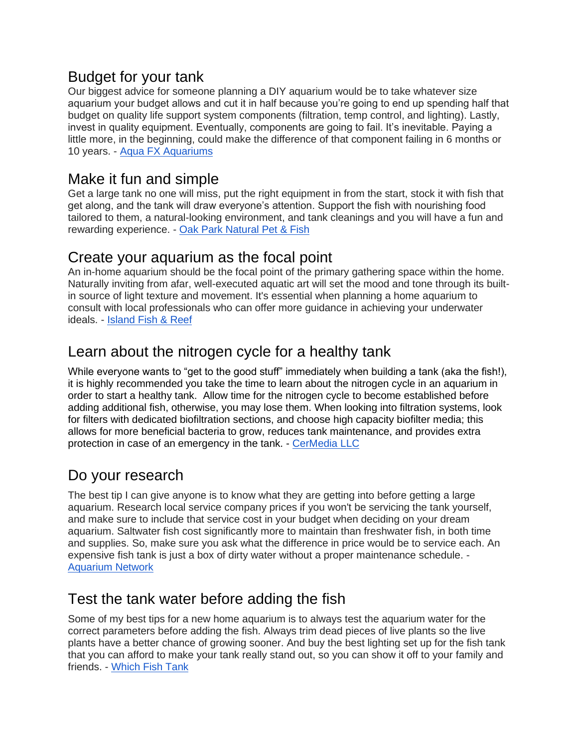## Budget for your tank

Our biggest advice for someone planning a DIY aquarium would be to take whatever size aquarium your budget allows and cut it in half because you're going to end up spending half that budget on quality life support system components (filtration, temp control, and lighting). Lastly, invest in quality equipment. Eventually, components are going to fail. It's inevitable. Paying a little more, in the beginning, could make the difference of that component failing in 6 months or 10 years. - [Aqua FX Aquariums]

## Make it fun and simple

Get a large tank no one will miss, put the right equipment in from the start, stock it with fish that get along, and the tank will draw everyone's attention. Support the fish with nourishing food tailored to them, a natural-looking environment, and tank cleanings and you will have a fun and rewarding experience. - [Oak Park Natural Pet & Fish]

## Create your aquarium as the focal point

An in-home aquarium should be the focal point of the primary gathering space within the home. Naturally inviting from afar, well-executed aquatic art will set the mood and tone through its built-in source of light texture and movement. It's essential when planning a home aquarium to consult with local professionals who can offer more guidance in achieving your underwater ideals. - [Island Fish & Reef]

## Learn about the nitrogen cycle for a healthy tank

While everyone wants to "get to the good stuff" immediately when building a tank (aka the fish!), it is highly recommended you take the time to learn about the nitrogen cycle in an aquarium in order to start a healthy tank. Allow time for the nitrogen cycle to become established before adding additional fish, otherwise, you may lose them. When looking into filtration systems, look for filters with dedicated biofiltration sections, and choose high capacity biofilter media; this allows for more beneficial bacteria to grow, reduces tank maintenance, and provides extra protection in case of an emergency in the tank. - [CerMedia LLC]

## Do your research

The best tip I can give anyone is to know what they are getting into before getting a large aquarium. Research local service company prices if you won't be servicing the tank yourself, and make sure to include that service cost in your budget when deciding on your dream aquarium. Saltwater fish cost significantly more to maintain than freshwater fish, in both time and supplies. So, make sure you ask what the difference in price would be to service each. An expensive fish tank is just a box of dirty water without a proper maintenance schedule. - [Aquarium Network]

## Test the tank water before adding the fish

Some of my best tips for a new home aquarium is to always test the aquarium water for the correct parameters before adding the fish. Always trim dead pieces of live plants so the live plants have a better chance of growing sooner. And buy the best lighting set up for the fish tank that you can afford to make your tank really stand out, so you can show it off to your family and friends. - [Which Fish Tank]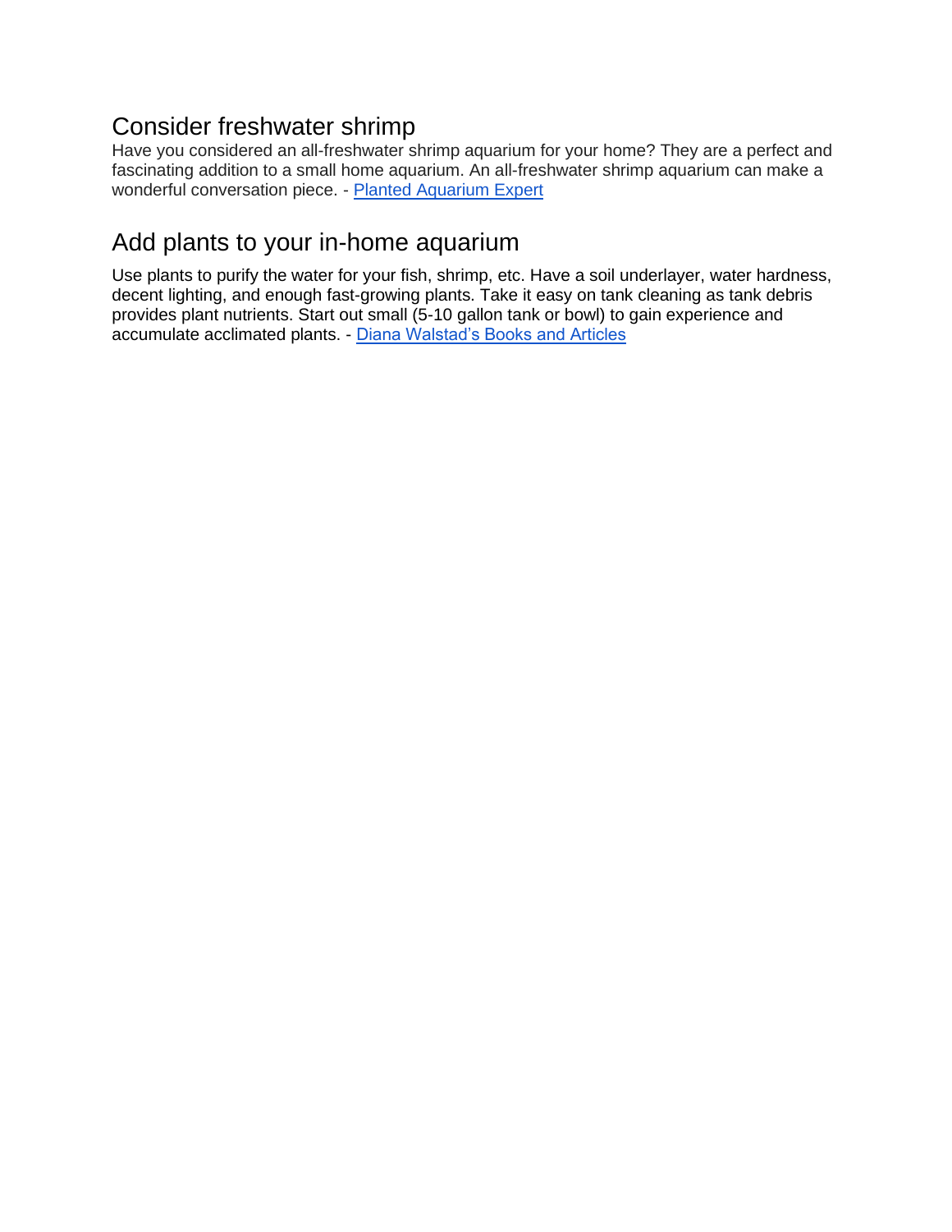## Consider freshwater shrimp

Have you considered an all-freshwater shrimp aquarium for your home? They are a perfect and fascinating addition to a small home aquarium. An all-freshwater shrimp aquarium can make a wonderful conversation piece. - Planted Aquarium Expert

## Add plants to your in-home aquarium

Use plants to purify the water for your fish, shrimp, etc. Have a soil underlayer, water hardness, decent lighting, and enough fast-growing plants. Take it easy on tank cleaning as tank debris provides plant nutrients. Start out small (5-10 gallon tank or bowl) to gain experience and accumulate acclimated plants. - Diana Walstad's Books and Articles